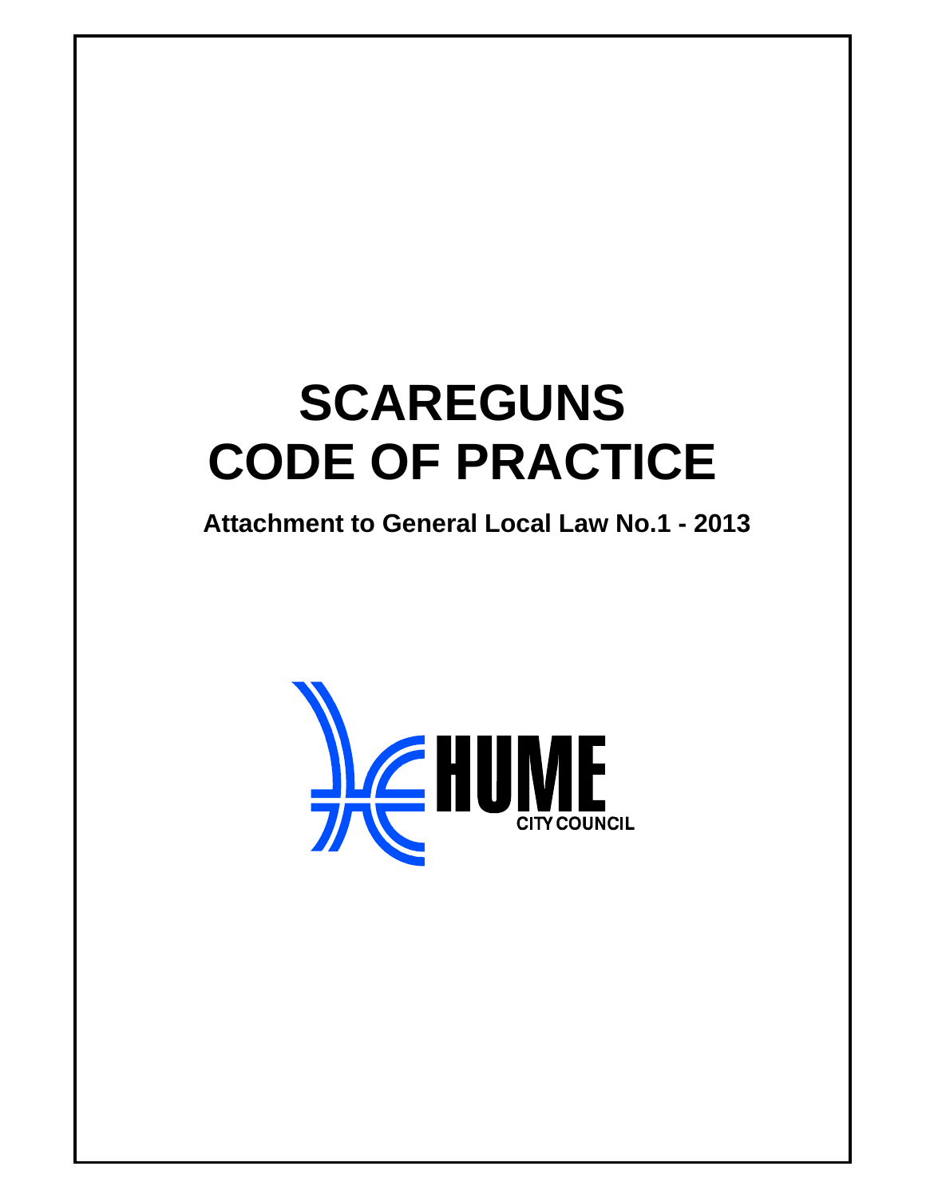# SCAREGUNS CODE OF PRACTICE

**Attachment to General Local Law No.1 - 2013**

HUME CITY COUNCIL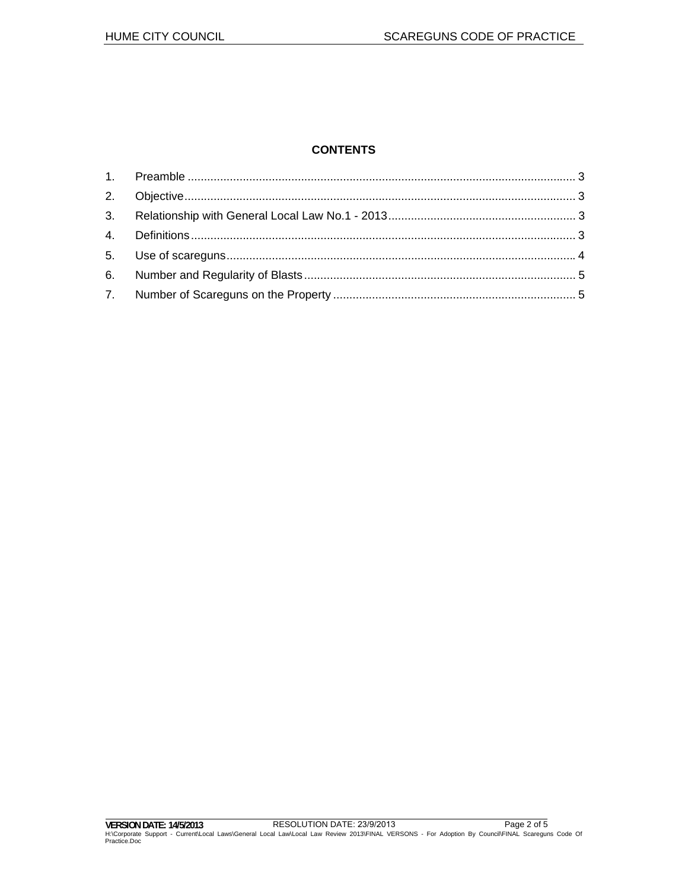## CONTENTS

1. Preamble ........................................................................................................................ 3
2. Objective........................................................................................................................ 3
3. Relationship with General Local Law No.1 - 2013.......................................................... 3
4. Definitions....................................................................................................................... 3
5. Use of scareguns............................................................................................................ 4
6. Number and Regularity of Blasts.................................................................................... 5
7. Number of Scareguns on the Property ........................................................................... 5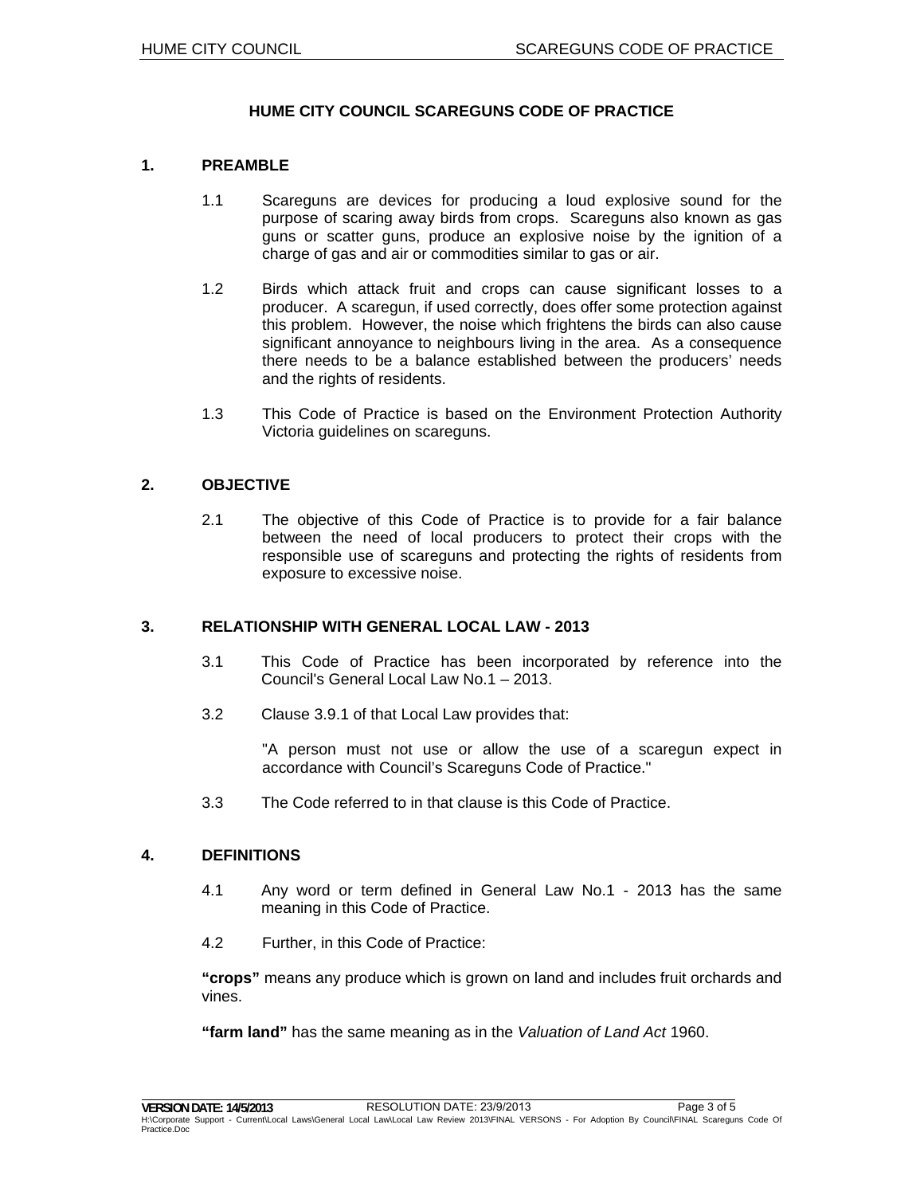# HUME CITY COUNCIL SCAREGUNS CODE OF PRACTICE

## 1. PREAMBLE

1.1 Scareguns are devices for producing a loud explosive sound for the purpose of scaring away birds from crops. Scareguns also known as gas guns or scatter guns, produce an explosive noise by the ignition of a charge of gas and air or commodities similar to gas or air.

1.2 Birds which attack fruit and crops can cause significant losses to a producer. A scaregun, if used correctly, does offer some protection against this problem. However, the noise which frightens the birds can also cause significant annoyance to neighbours living in the area. As a consequence there needs to be a balance established between the producers' needs and the rights of residents.

1.3 This Code of Practice is based on the Environment Protection Authority Victoria guidelines on scareguns.

## 2. OBJECTIVE

2.1 The objective of this Code of Practice is to provide for a fair balance between the need of local producers to protect their crops with the responsible use of scareguns and protecting the rights of residents from exposure to excessive noise.

## 3. RELATIONSHIP WITH GENERAL LOCAL LAW - 2013

3.1 This Code of Practice has been incorporated by reference into the Council's General Local Law No.1 – 2013.

3.2 Clause 3.9.1 of that Local Law provides that:

"A person must not use or allow the use of a scaregun expect in accordance with Council's Scareguns Code of Practice."

3.3 The Code referred to in that clause is this Code of Practice.

## 4. DEFINITIONS

4.1 Any word or term defined in General Law No.1 - 2013 has the same meaning in this Code of Practice.

4.2 Further, in this Code of Practice:

**"crops"** means any produce which is grown on land and includes fruit orchards and vines.

**"farm land"** has the same meaning as in the *Valuation of Land Act* 1960.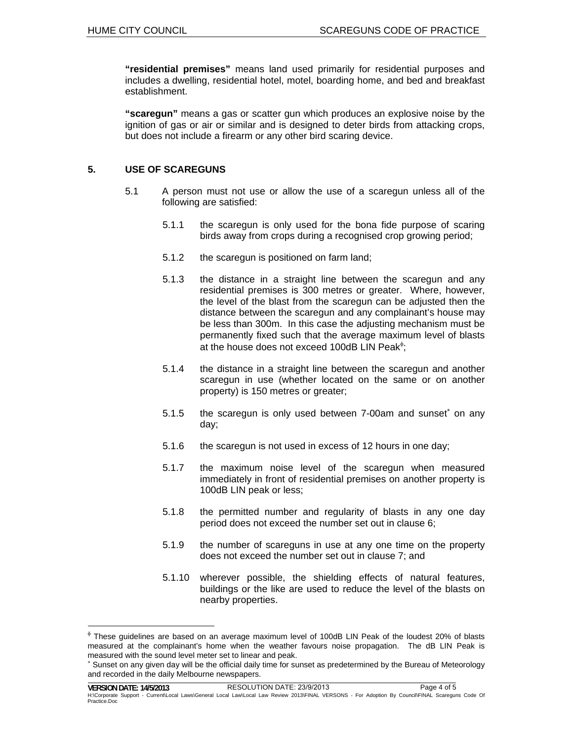**"residential premises"** means land used primarily for residential purposes and includes a dwelling, residential hotel, motel, boarding home, and bed and breakfast establishment.

**"scaregun"** means a gas or scatter gun which produces an explosive noise by the ignition of gas or air or similar and is designed to deter birds from attacking crops, but does not include a firearm or any other bird scaring device.

## 5. USE OF SCAREGUNS

5.1 A person must not use or allow the use of a scaregun unless all of the following are satisfied:

5.1.1 the scaregun is only used for the bona fide purpose of scaring birds away from crops during a recognised crop growing period;

5.1.2 the scaregun is positioned on farm land;

5.1.3 the distance in a straight line between the scaregun and any residential premises is 300 metres or greater. Where, however, the level of the blast from the scaregun can be adjusted then the distance between the scaregun and any complainant's house may be less than 300m. In this case the adjusting mechanism must be permanently fixed such that the average maximum level of blasts at the house does not exceed 100dB LIN Peak[ϕ];

5.1.4 the distance in a straight line between the scaregun and another scaregun in use (whether located on the same or on another property) is 150 metres or greater;

5.1.5 the scaregun is only used between 7-00am and sunset[*] on any day;

5.1.6 the scaregun is not used in excess of 12 hours in one day;

5.1.7 the maximum noise level of the scaregun when measured immediately in front of residential premises on another property is 100dB LIN peak or less;

5.1.8 the permitted number and regularity of blasts in any one day period does not exceed the number set out in clause 6;

5.1.9 the number of scareguns in use at any one time on the property does not exceed the number set out in clause 7; and

5.1.10 wherever possible, the shielding effects of natural features, buildings or the like are used to reduce the level of the blasts on nearby properties.

---

[ϕ] These guidelines are based on an average maximum level of 100dB LIN Peak of the loudest 20% of blasts measured at the complainant's home when the weather favours noise propagation. The dB LIN Peak is measured with the sound level meter set to linear and peak.

[*] Sunset on any given day will be the official daily time for sunset as predetermined by the Bureau of Meteorology and recorded in the daily Melbourne newspapers.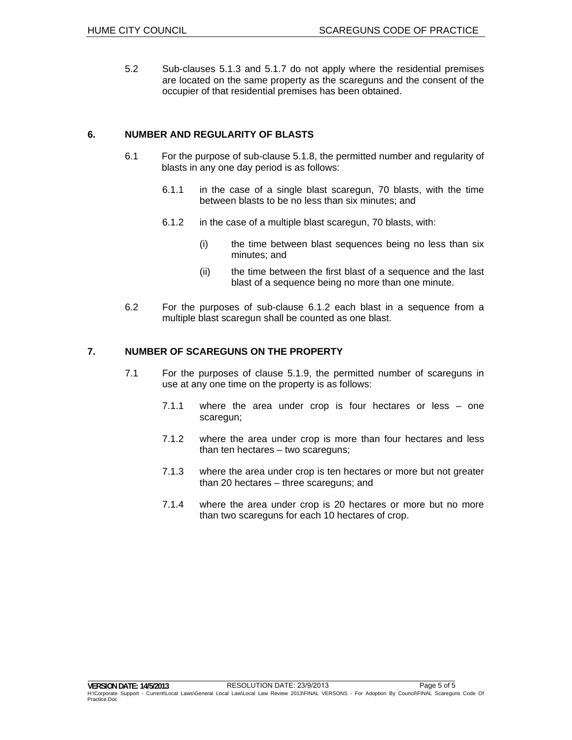5.2 Sub-clauses 5.1.3 and 5.1.7 do not apply where the residential premises are located on the same property as the scareguns and the consent of the occupier of that residential premises has been obtained.

## 6. NUMBER AND REGULARITY OF BLASTS

6.1 For the purpose of sub-clause 5.1.8, the permitted number and regularity of blasts in any one day period is as follows:

6.1.1 in the case of a single blast scaregun, 70 blasts, with the time between blasts to be no less than six minutes; and

6.1.2 in the case of a multiple blast scaregun, 70 blasts, with:

(i) the time between blast sequences being no less than six minutes; and

(ii) the time between the first blast of a sequence and the last blast of a sequence being no more than one minute.

6.2 For the purposes of sub-clause 6.1.2 each blast in a sequence from a multiple blast scaregun shall be counted as one blast.

## 7. NUMBER OF SCAREGUNS ON THE PROPERTY

7.1 For the purposes of clause 5.1.9, the permitted number of scareguns in use at any one time on the property is as follows:

7.1.1 where the area under crop is four hectares or less – one scaregun;

7.1.2 where the area under crop is more than four hectares and less than ten hectares – two scareguns;

7.1.3 where the area under crop is ten hectares or more but not greater than 20 hectares – three scareguns; and

7.1.4 where the area under crop is 20 hectares or more but no more than two scareguns for each 10 hectares of crop.